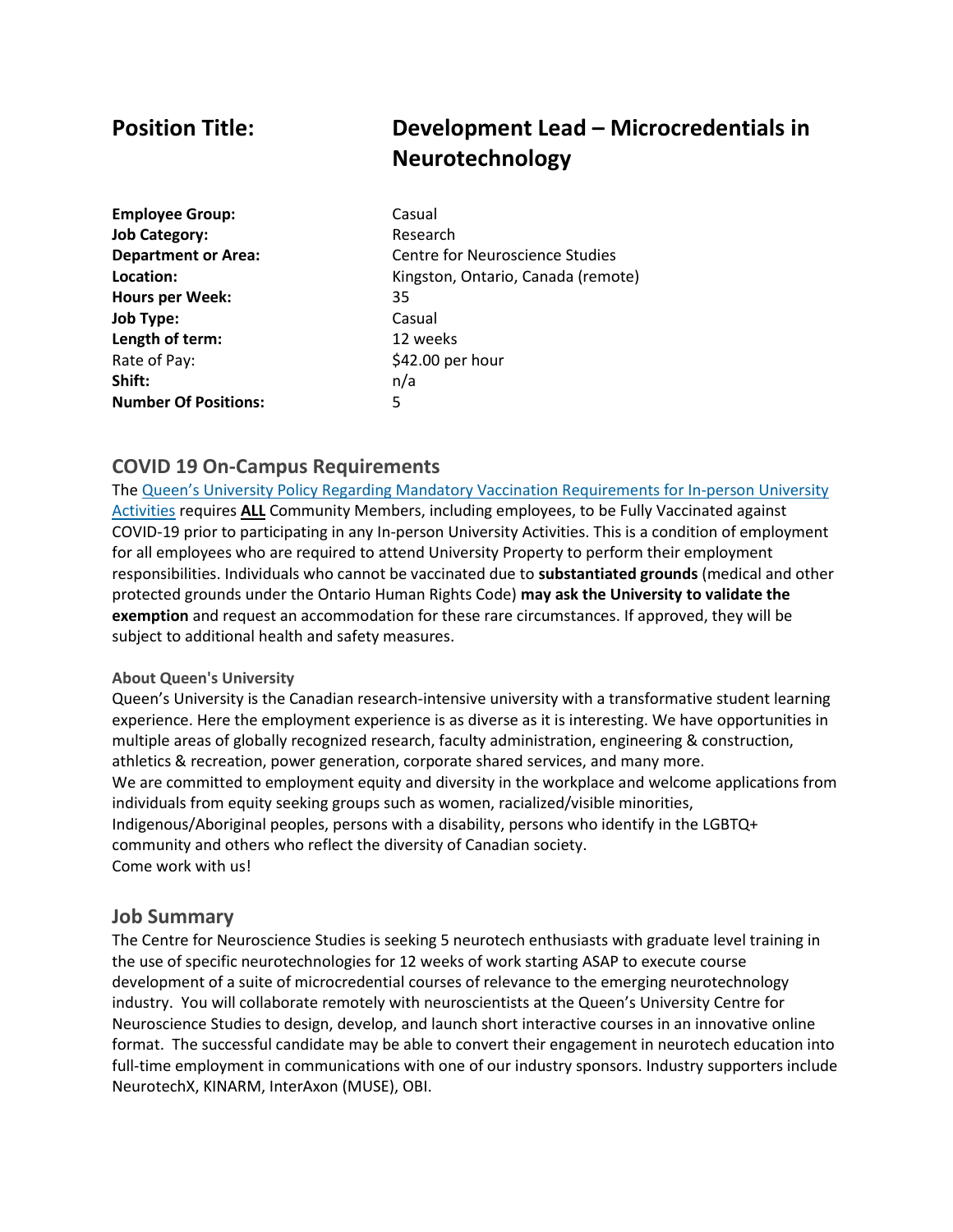# Position Title: Development Lead – Microcredentials in Neurotechnology

**Employee Group:** Casual
**Job Category:** Research
**Department or Area:** Centre for Neuroscience Studies
**Location:** Kingston, Ontario, Canada (remote)
**Hours per Week:** 35
**Job Type:** Casual
**Length of term:** 12 weeks
Rate of Pay: $42.00 per hour
**Shift:** n/a
**Number Of Positions:** 5

## COVID 19 On-Campus Requirements

The Queen's University Policy Regarding Mandatory Vaccination Requirements for In-person University Activities requires **ALL** Community Members, including employees, to be Fully Vaccinated against COVID-19 prior to participating in any In-person University Activities. This is a condition of employment for all employees who are required to attend University Property to perform their employment responsibilities. Individuals who cannot be vaccinated due to **substantiated grounds** (medical and other protected grounds under the Ontario Human Rights Code) **may ask the University to validate the exemption** and request an accommodation for these rare circumstances. If approved, they will be subject to additional health and safety measures.

#### About Queen's University

Queen's University is the Canadian research-intensive university with a transformative student learning experience. Here the employment experience is as diverse as it is interesting. We have opportunities in multiple areas of globally recognized research, faculty administration, engineering & construction, athletics & recreation, power generation, corporate shared services, and many more.
We are committed to employment equity and diversity in the workplace and welcome applications from individuals from equity seeking groups such as women, racialized/visible minorities, Indigenous/Aboriginal peoples, persons with a disability, persons who identify in the LGBTQ+ community and others who reflect the diversity of Canadian society.
Come work with us!

## Job Summary

The Centre for Neuroscience Studies is seeking 5 neurotech enthusiasts with graduate level training in the use of specific neurotechnologies for 12 weeks of work starting ASAP to execute course development of a suite of microcredential courses of relevance to the emerging neurotechnology industry. You will collaborate remotely with neuroscientists at the Queen's University Centre for Neuroscience Studies to design, develop, and launch short interactive courses in an innovative online format. The successful candidate may be able to convert their engagement in neurotech education into full-time employment in communications with one of our industry sponsors. Industry supporters include NeurotechX, KINARM, InterAxon (MUSE), OBI.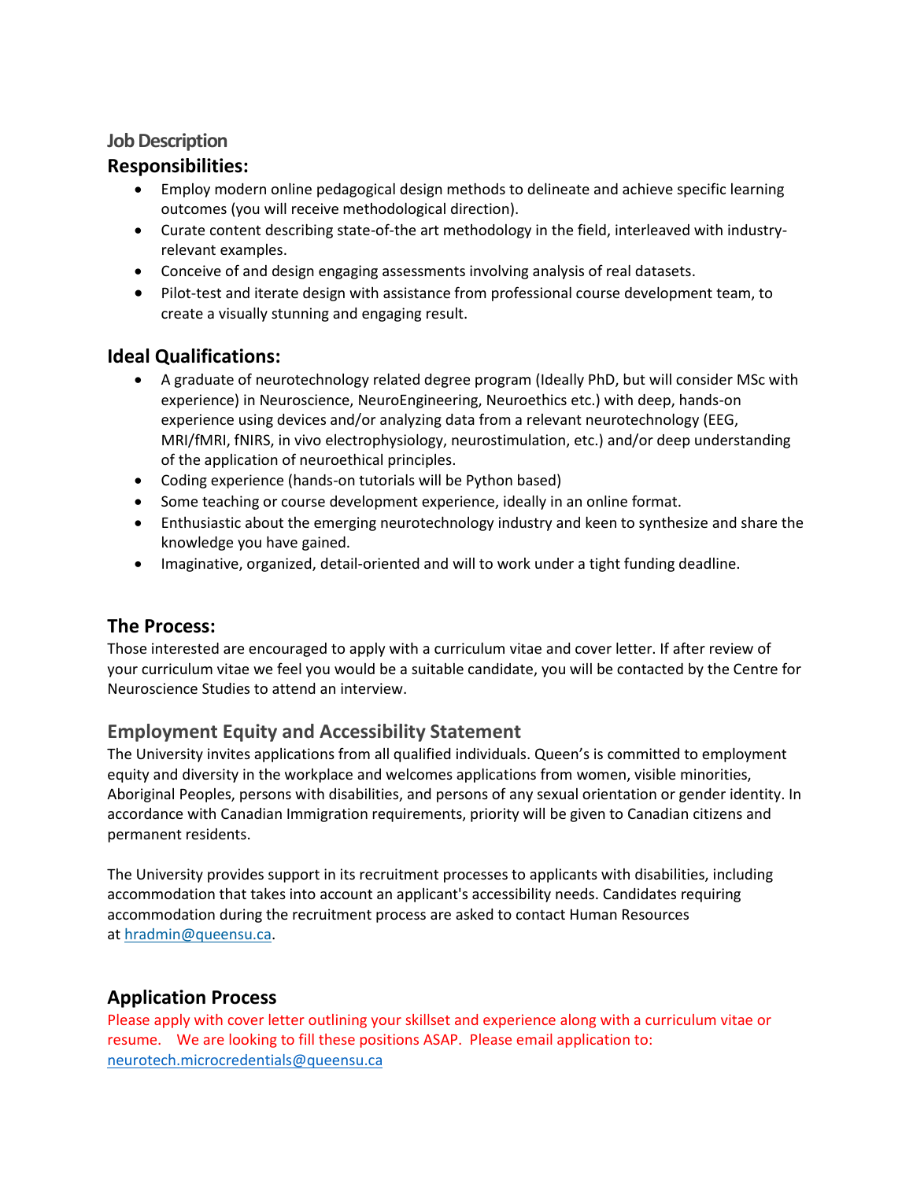### Job Description

## Responsibilities:

- Employ modern online pedagogical design methods to delineate and achieve specific learning outcomes (you will receive methodological direction).
- Curate content describing state-of-the art methodology in the field, interleaved with industry-relevant examples.
- Conceive of and design engaging assessments involving analysis of real datasets.
- Pilot-test and iterate design with assistance from professional course development team, to create a visually stunning and engaging result.

## Ideal Qualifications:

- A graduate of neurotechnology related degree program (Ideally PhD, but will consider MSc with experience) in Neuroscience, NeuroEngineering, Neuroethics etc.) with deep, hands-on experience using devices and/or analyzing data from a relevant neurotechnology (EEG, MRI/fMRI, fNIRS, in vivo electrophysiology, neurostimulation, etc.) and/or deep understanding of the application of neuroethical principles.
- Coding experience (hands-on tutorials will be Python based)
- Some teaching or course development experience, ideally in an online format.
- Enthusiastic about the emerging neurotechnology industry and keen to synthesize and share the knowledge you have gained.
- Imaginative, organized, detail-oriented and will to work under a tight funding deadline.

## The Process:

Those interested are encouraged to apply with a curriculum vitae and cover letter. If after review of your curriculum vitae we feel you would be a suitable candidate, you will be contacted by the Centre for Neuroscience Studies to attend an interview.

### Employment Equity and Accessibility Statement

The University invites applications from all qualified individuals. Queen's is committed to employment equity and diversity in the workplace and welcomes applications from women, visible minorities, Aboriginal Peoples, persons with disabilities, and persons of any sexual orientation or gender identity. In accordance with Canadian Immigration requirements, priority will be given to Canadian citizens and permanent residents.

The University provides support in its recruitment processes to applicants with disabilities, including accommodation that takes into account an applicant's accessibility needs. Candidates requiring accommodation during the recruitment process are asked to contact Human Resources at hradmin@queensu.ca.

## Application Process

Please apply with cover letter outlining your skillset and experience along with a curriculum vitae or resume. We are looking to fill these positions ASAP. Please email application to: neurotech.microcredentials@queensu.ca